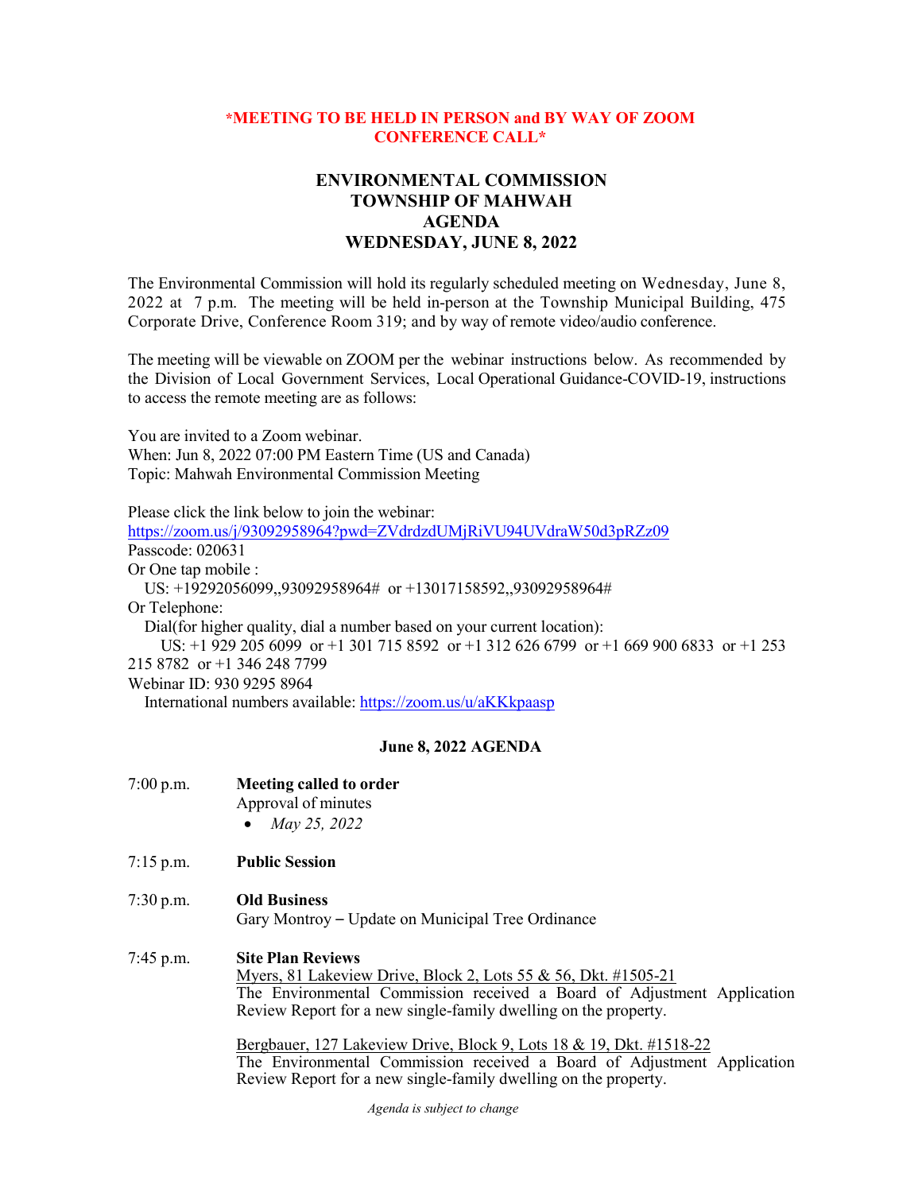**\*MEETING TO BE HELD IN PERSON and BY WAY OF ZOOM CONFERENCE CALL\***

# ENVIRONMENTAL COMMISSION
# TOWNSHIP OF MAHWAH
# AGENDA
# WEDNESDAY, JUNE 8, 2022

The Environmental Commission will hold its regularly scheduled meeting on Wednesday, June 8, 2022 at 7 p.m. The meeting will be held in-person at the Township Municipal Building, 475 Corporate Drive, Conference Room 319; and by way of remote video/audio conference.

The meeting will be viewable on ZOOM per the webinar instructions below. As recommended by the Division of Local Government Services, Local Operational Guidance-COVID-19, instructions to access the remote meeting are as follows:

You are invited to a Zoom webinar.
When: Jun 8, 2022 07:00 PM Eastern Time (US and Canada)
Topic: Mahwah Environmental Commission Meeting

Please click the link below to join the webinar:
https://zoom.us/j/93092958964?pwd=ZVdrdzdUMjRiVU94UVdraW50d3pRZz09
Passcode: 020631
Or One tap mobile :
US: +19292056099,,93092958964# or +13017158592,,93092958964#
Or Telephone:
Dial(for higher quality, dial a number based on your current location):
US: +1 929 205 6099 or +1 301 715 8592 or +1 312 626 6799 or +1 669 900 6833 or +1 253 215 8782 or +1 346 248 7799
Webinar ID: 930 9295 8964
International numbers available: https://zoom.us/u/aKKkpaasp

## June 8, 2022 AGENDA

7:00 p.m. **Meeting called to order**
Approval of minutes
- *May 25, 2022*

7:15 p.m. **Public Session**

7:30 p.m. **Old Business**
Gary Montroy – Update on Municipal Tree Ordinance

7:45 p.m. **Site Plan Reviews**
Myers, 81 Lakeview Drive, Block 2, Lots 55 & 56, Dkt. #1505-21
The Environmental Commission received a Board of Adjustment Application Review Report for a new single-family dwelling on the property.

Bergbauer, 127 Lakeview Drive, Block 9, Lots 18 & 19, Dkt. #1518-22
The Environmental Commission received a Board of Adjustment Application Review Report for a new single-family dwelling on the property.

*Agenda is subject to change*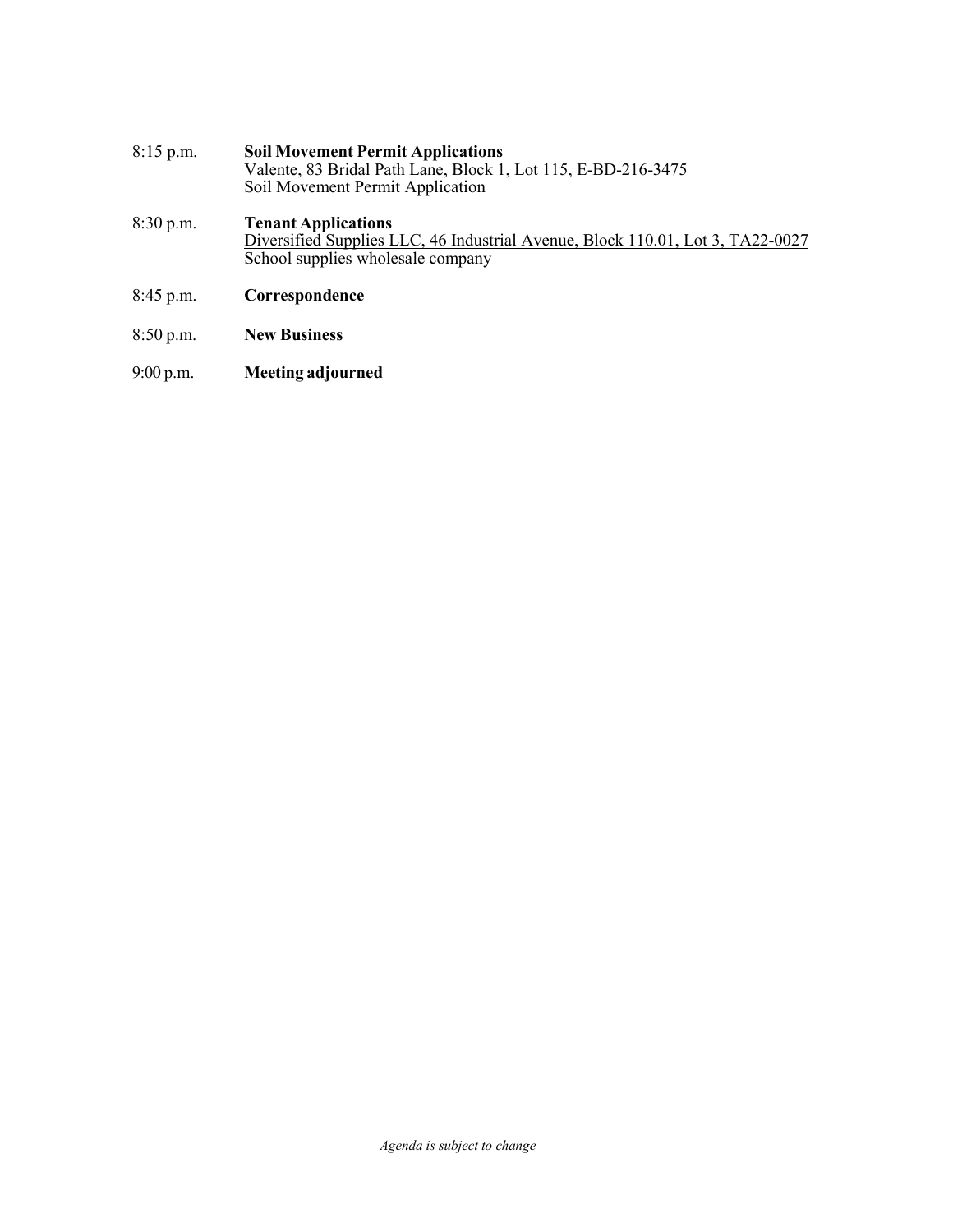8:15 p.m. **Soil Movement Permit Applications**
Valente, 83 Bridal Path Lane, Block 1, Lot 115, E-BD-216-3475
Soil Movement Permit Application

8:30 p.m. **Tenant Applications**
Diversified Supplies LLC, 46 Industrial Avenue, Block 110.01, Lot 3, TA22-0027
School supplies wholesale company

8:45 p.m. **Correspondence**

8:50 p.m. **New Business**

9:00 p.m. **Meeting adjourned**

*Agenda is subject to change*